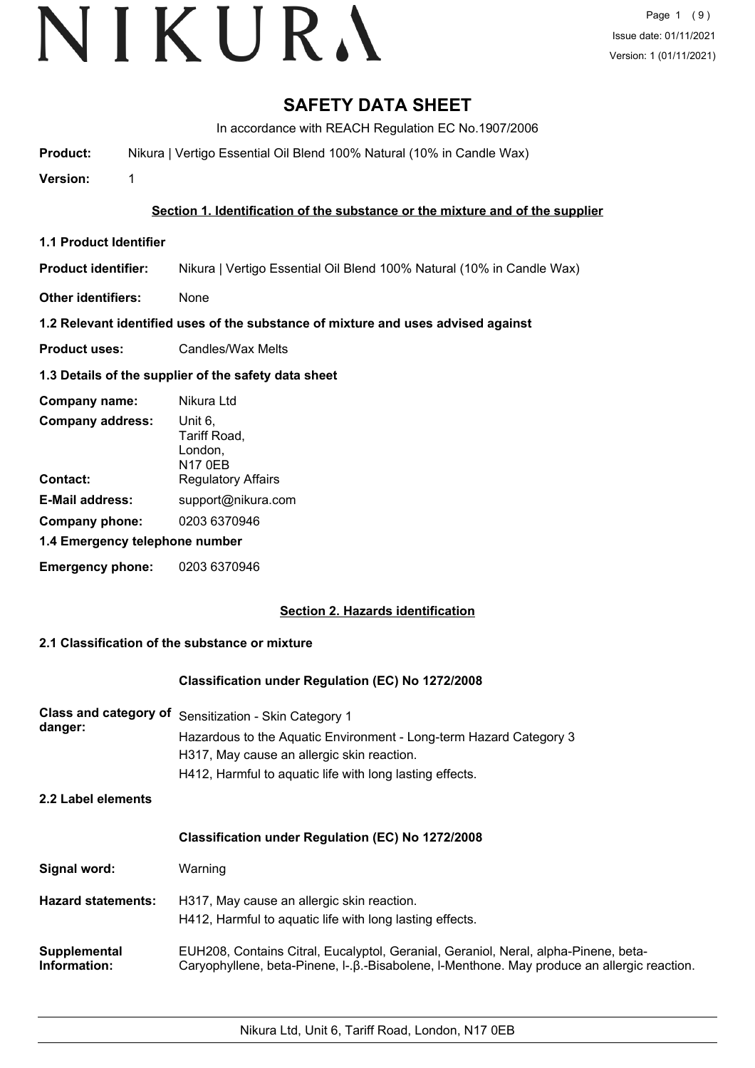# SAFETY DATA SHEET

In accordance with REACH Regulation EC No.1907/2006

**Product:** Nikura | Vertigo Essential Oil Blend 100% Natural (10% in Candle Wax)

**Version:** 1

## Section 1. Identification of the substance or the mixture and of the supplier

### 1.1 Product Identifier

**Product identifier:** Nikura | Vertigo Essential Oil Blend 100% Natural (10% in Candle Wax)

**Other identifiers:** None

### 1.2 Relevant identified uses of the substance of mixture and uses advised against

**Product uses:** Candles/Wax Melts

### 1.3 Details of the supplier of the safety data sheet

**Company name:** Nikura Ltd

**Company address:** Unit 6,
Tariff Road,
London,
N17 0EB

**Contact:** Regulatory Affairs

**E-Mail address:** support@nikura.com

**Company phone:** 0203 6370946

### 1.4 Emergency telephone number

**Emergency phone:** 0203 6370946

## Section 2. Hazards identification

### 2.1 Classification of the substance or mixture

**Classification under Regulation (EC) No 1272/2008**

**Class and category of danger:** Sensitization - Skin Category 1
Hazardous to the Aquatic Environment - Long-term Hazard Category 3
H317, May cause an allergic skin reaction.
H412, Harmful to aquatic life with long lasting effects.

### 2.2 Label elements

**Classification under Regulation (EC) No 1272/2008**

**Signal word:** Warning

**Hazard statements:** H317, May cause an allergic skin reaction.
H412, Harmful to aquatic life with long lasting effects.

**Supplemental Information:** EUH208, Contains Citral, Eucalyptol, Geranial, Geraniol, Neral, alpha-Pinene, beta-Caryophyllene, beta-Pinene, l-.β.-Bisabolene, l-Menthone. May produce an allergic reaction.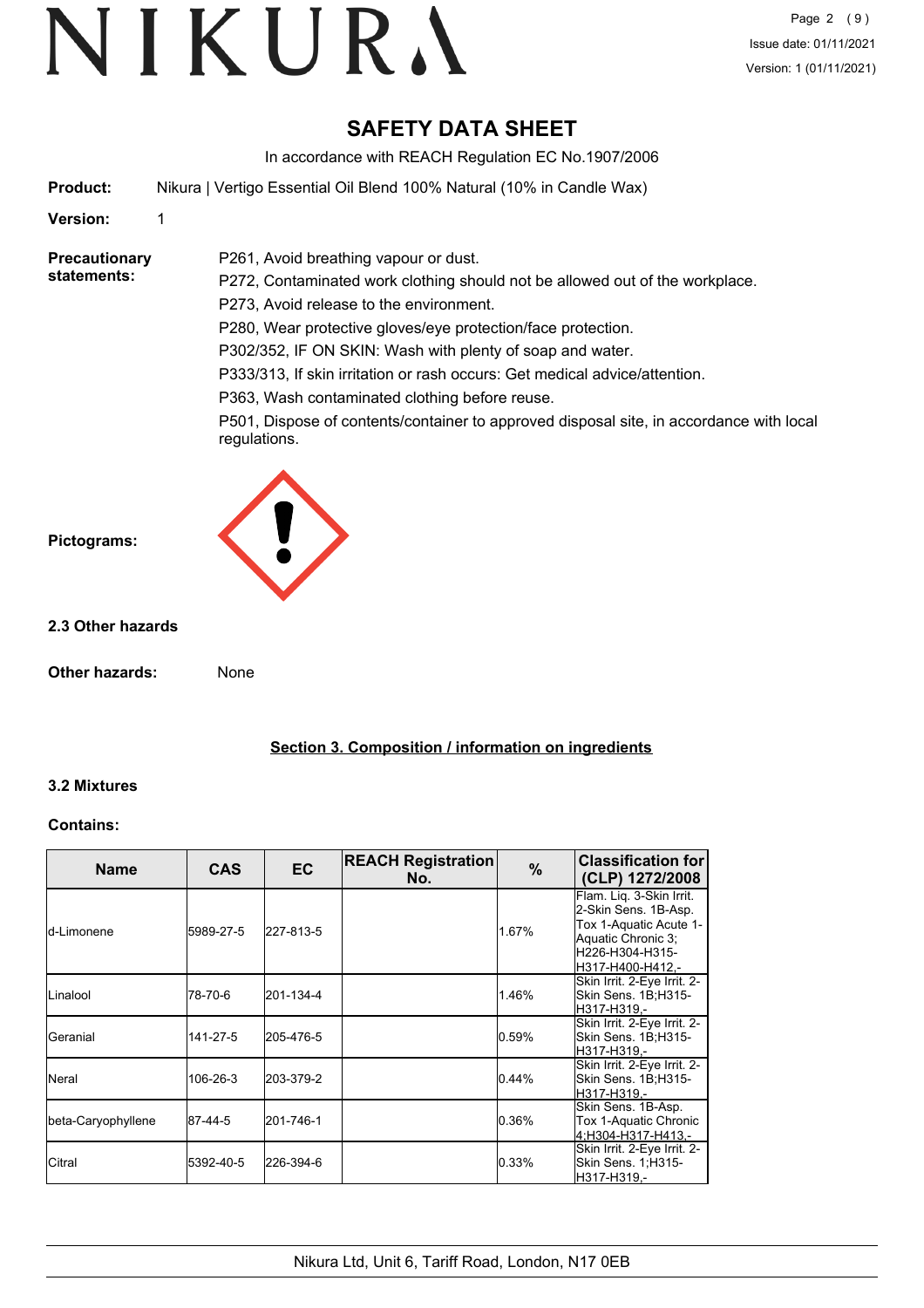# SAFETY DATA SHEET

In accordance with REACH Regulation EC No.1907/2006

**Product:** Nikura | Vertigo Essential Oil Blend 100% Natural (10% in Candle Wax)

**Version:** 1

**Precautionary statements:**

P261, Avoid breathing vapour or dust.

P272, Contaminated work clothing should not be allowed out of the workplace.

P273, Avoid release to the environment.

P280, Wear protective gloves/eye protection/face protection.

P302/352, IF ON SKIN: Wash with plenty of soap and water.

P333/313, If skin irritation or rash occurs: Get medical advice/attention.

P363, Wash contaminated clothing before reuse.

P501, Dispose of contents/container to approved disposal site, in accordance with local regulations.

**Pictograms:**

### 2.3 Other hazards

**Other hazards:** None

## Section 3. Composition / information on ingredients

### 3.2 Mixtures

**Contains:**

| Name | CAS | EC | REACH Registration No. | % | Classification for (CLP) 1272/2008 |
|---|---|---|---|---|---|
| d-Limonene | 5989-27-5 | 227-813-5 | | 1.67% | Flam. Liq. 3-Skin Irrit. 2-Skin Sens. 1B-Asp. Tox 1-Aquatic Acute 1-Aquatic Chronic 3;H226-H304-H315-H317-H400-H412,- |
| Linalool | 78-70-6 | 201-134-4 | | 1.46% | Skin Irrit. 2-Eye Irrit. 2-Skin Sens. 1B;H315-H317-H319,- |
| Geranial | 141-27-5 | 205-476-5 | | 0.59% | Skin Irrit. 2-Eye Irrit. 2-Skin Sens. 1B;H315-H317-H319,- |
| Neral | 106-26-3 | 203-379-2 | | 0.44% | Skin Irrit. 2-Eye Irrit. 2-Skin Sens. 1B;H315-H317-H319,- |
| beta-Caryophyllene | 87-44-5 | 201-746-1 | | 0.36% | Skin Sens. 1B-Asp. Tox 1-Aquatic Chronic 4;H304-H317-H413,- |
| Citral | 5392-40-5 | 226-394-6 | | 0.33% | Skin Irrit. 2-Eye Irrit. 2-Skin Sens. 1;H315-H317-H319,- |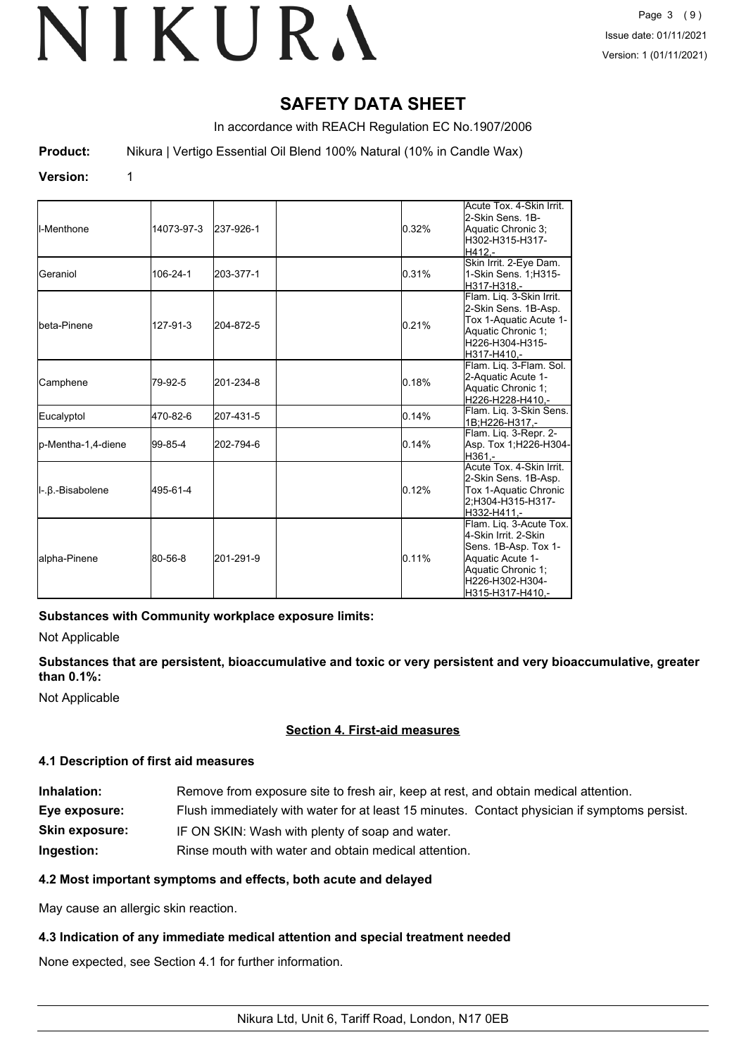# SAFETY DATA SHEET

In accordance with REACH Regulation EC No.1907/2006

**Product:** Nikura | Vertigo Essential Oil Blend 100% Natural (10% in Candle Wax)

**Version:** 1

| | | | | | |
|---|---|---|---|---|---|
| l-Menthone | 14073-97-3 | 237-926-1 | | 0.32% | Acute Tox. 4-Skin Irrit. 2-Skin Sens. 1B-Aquatic Chronic 3;H302-H315-H317-H412,- |
| Geraniol | 106-24-1 | 203-377-1 | | 0.31% | Skin Irrit. 2-Eye Dam. 1-Skin Sens. 1;H315-H317-H318,- |
| beta-Pinene | 127-91-3 | 204-872-5 | | 0.21% | Flam. Liq. 3-Skin Irrit. 2-Skin Sens. 1B-Asp. Tox 1-Aquatic Acute 1-Aquatic Chronic 1;H226-H304-H315-H317-H410,- |
| Camphene | 79-92-5 | 201-234-8 | | 0.18% | Flam. Liq. 3-Flam. Sol. 2-Aquatic Acute 1-Aquatic Chronic 1;H226-H228-H410,- |
| Eucalyptol | 470-82-6 | 207-431-5 | | 0.14% | Flam. Liq. 3-Skin Sens. 1B;H226-H317,- |
| p-Mentha-1,4-diene | 99-85-4 | 202-794-6 | | 0.14% | Flam. Liq. 3-Repr. 2-Asp. Tox 1;H226-H304-H361,- |
| l-.β.-Bisabolene | 495-61-4 | | | 0.12% | Acute Tox. 4-Skin Irrit. 2-Skin Sens. 1B-Asp. Tox 1-Aquatic Chronic 2;H304-H315-H317-H332-H411,- |
| alpha-Pinene | 80-56-8 | 201-291-9 | | 0.11% | Flam. Liq. 3-Acute Tox. 4-Skin Irrit. 2-Skin Sens. 1B-Asp. Tox 1-Aquatic Acute 1-Aquatic Chronic 1;H226-H302-H304-H315-H317-H410,- |

**Substances with Community workplace exposure limits:**

Not Applicable

**Substances that are persistent, bioaccumulative and toxic or very persistent and very bioaccumulative, greater than 0.1%:**

Not Applicable

## Section 4. First-aid measures

### 4.1 Description of first aid measures

**Inhalation:** Remove from exposure site to fresh air, keep at rest, and obtain medical attention.

**Eye exposure:** Flush immediately with water for at least 15 minutes. Contact physician if symptoms persist.

**Skin exposure:** IF ON SKIN: Wash with plenty of soap and water.

**Ingestion:** Rinse mouth with water and obtain medical attention.

### 4.2 Most important symptoms and effects, both acute and delayed

May cause an allergic skin reaction.

### 4.3 Indication of any immediate medical attention and special treatment needed

None expected, see Section 4.1 for further information.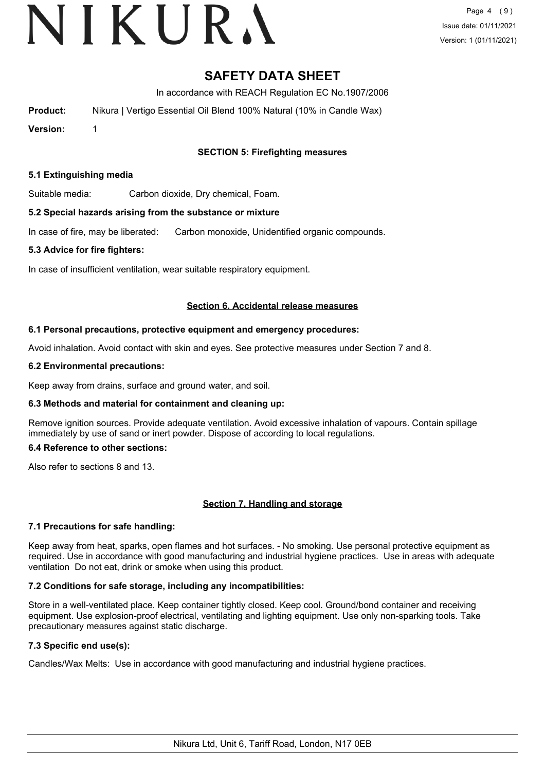# SAFETY DATA SHEET

In accordance with REACH Regulation EC No.1907/2006

**Product:** Nikura | Vertigo Essential Oil Blend 100% Natural (10% in Candle Wax)

**Version:** 1

## SECTION 5: Firefighting measures

### 5.1 Extinguishing media

Suitable media: Carbon dioxide, Dry chemical, Foam.

### 5.2 Special hazards arising from the substance or mixture

In case of fire, may be liberated: Carbon monoxide, Unidentified organic compounds.

### 5.3 Advice for fire fighters:

In case of insufficient ventilation, wear suitable respiratory equipment.

## Section 6. Accidental release measures

### 6.1 Personal precautions, protective equipment and emergency procedures:

Avoid inhalation. Avoid contact with skin and eyes. See protective measures under Section 7 and 8.

### 6.2 Environmental precautions:

Keep away from drains, surface and ground water, and soil.

### 6.3 Methods and material for containment and cleaning up:

Remove ignition sources. Provide adequate ventilation. Avoid excessive inhalation of vapours. Contain spillage immediately by use of sand or inert powder. Dispose of according to local regulations.

### 6.4 Reference to other sections:

Also refer to sections 8 and 13.

## Section 7. Handling and storage

### 7.1 Precautions for safe handling:

Keep away from heat, sparks, open flames and hot surfaces. - No smoking. Use personal protective equipment as required. Use in accordance with good manufacturing and industrial hygiene practices. Use in areas with adequate ventilation Do not eat, drink or smoke when using this product.

### 7.2 Conditions for safe storage, including any incompatibilities:

Store in a well-ventilated place. Keep container tightly closed. Keep cool. Ground/bond container and receiving equipment. Use explosion-proof electrical, ventilating and lighting equipment. Use only non-sparking tools. Take precautionary measures against static discharge.

### 7.3 Specific end use(s):

Candles/Wax Melts: Use in accordance with good manufacturing and industrial hygiene practices.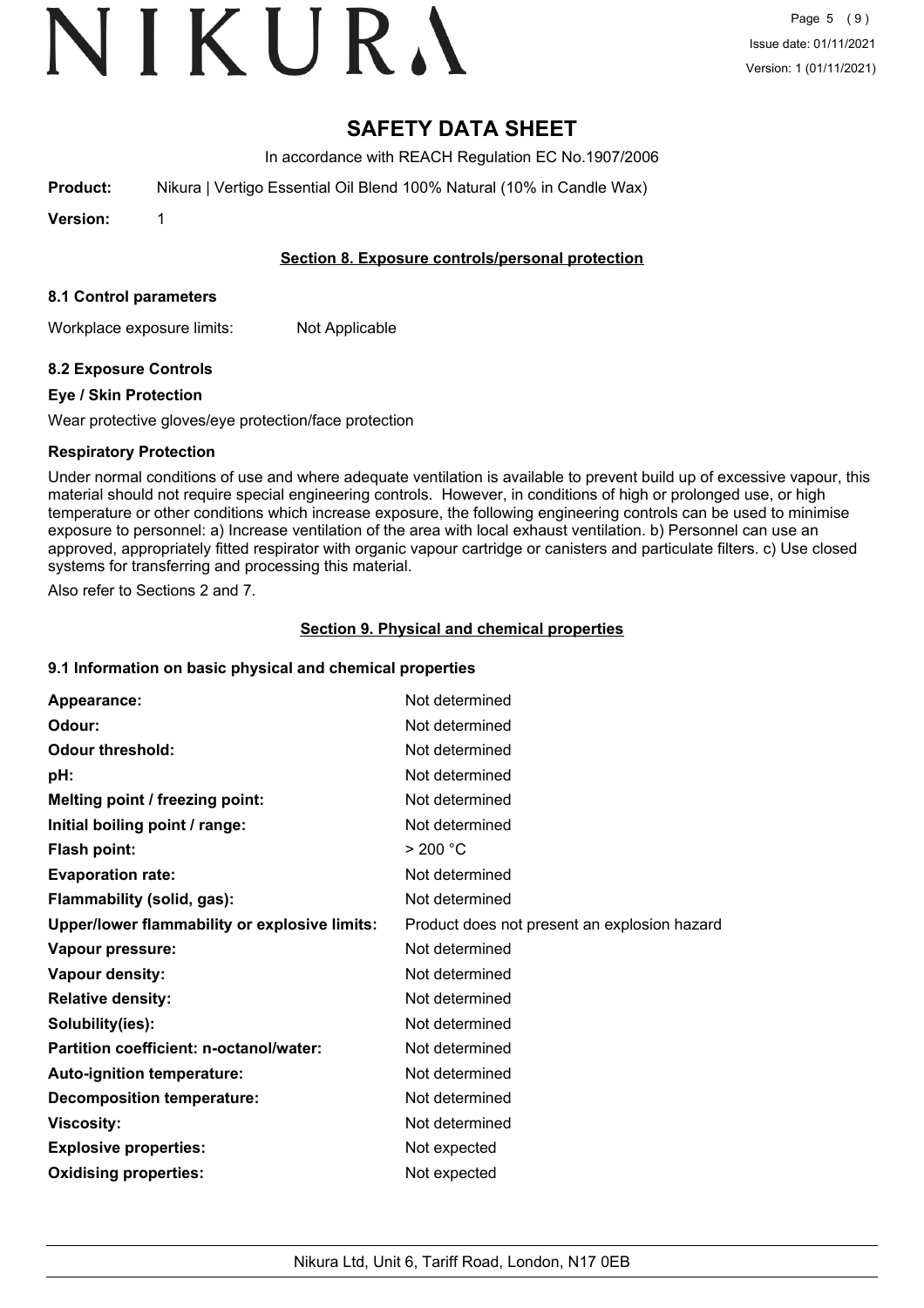# SAFETY DATA SHEET

In accordance with REACH Regulation EC No.1907/2006

**Product:** Nikura | Vertigo Essential Oil Blend 100% Natural (10% in Candle Wax)

**Version:** 1

## Section 8. Exposure controls/personal protection

### 8.1 Control parameters

Workplace exposure limits: Not Applicable

### 8.2 Exposure Controls

#### Eye / Skin Protection

Wear protective gloves/eye protection/face protection

#### Respiratory Protection

Under normal conditions of use and where adequate ventilation is available to prevent build up of excessive vapour, this material should not require special engineering controls. However, in conditions of high or prolonged use, or high temperature or other conditions which increase exposure, the following engineering controls can be used to minimise exposure to personnel: a) Increase ventilation of the area with local exhaust ventilation. b) Personnel can use an approved, appropriately fitted respirator with organic vapour cartridge or canisters and particulate filters. c) Use closed systems for transferring and processing this material.

Also refer to Sections 2 and 7.

## Section 9. Physical and chemical properties

### 9.1 Information on basic physical and chemical properties

| | |
|---|---|
| **Appearance:** | Not determined |
| **Odour:** | Not determined |
| **Odour threshold:** | Not determined |
| **pH:** | Not determined |
| **Melting point / freezing point:** | Not determined |
| **Initial boiling point / range:** | Not determined |
| **Flash point:** | > 200 °C |
| **Evaporation rate:** | Not determined |
| **Flammability (solid, gas):** | Not determined |
| **Upper/lower flammability or explosive limits:** | Product does not present an explosion hazard |
| **Vapour pressure:** | Not determined |
| **Vapour density:** | Not determined |
| **Relative density:** | Not determined |
| **Solubility(ies):** | Not determined |
| **Partition coefficient: n-octanol/water:** | Not determined |
| **Auto-ignition temperature:** | Not determined |
| **Decomposition temperature:** | Not determined |
| **Viscosity:** | Not determined |
| **Explosive properties:** | Not expected |
| **Oxidising properties:** | Not expected |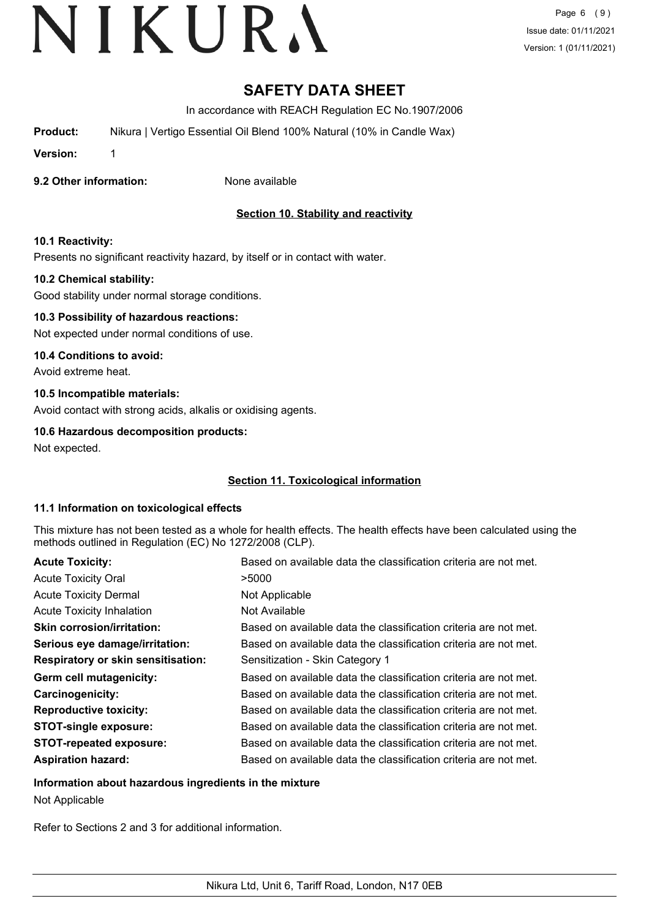# SAFETY DATA SHEET

In accordance with REACH Regulation EC No.1907/2006

**Product:** Nikura | Vertigo Essential Oil Blend 100% Natural (10% in Candle Wax)

**Version:** 1

**9.2 Other information:** None available

## Section 10. Stability and reactivity

### 10.1 Reactivity:

Presents no significant reactivity hazard, by itself or in contact with water.

### 10.2 Chemical stability:

Good stability under normal storage conditions.

### 10.3 Possibility of hazardous reactions:

Not expected under normal conditions of use.

### 10.4 Conditions to avoid:

Avoid extreme heat.

### 10.5 Incompatible materials:

Avoid contact with strong acids, alkalis or oxidising agents.

### 10.6 Hazardous decomposition products:

Not expected.

## Section 11. Toxicological information

### 11.1 Information on toxicological effects

This mixture has not been tested as a whole for health effects. The health effects have been calculated using the methods outlined in Regulation (EC) No 1272/2008 (CLP).

| | |
|---|---|
| **Acute Toxicity:** | Based on available data the classification criteria are not met. |
| Acute Toxicity Oral | >5000 |
| Acute Toxicity Dermal | Not Applicable |
| Acute Toxicity Inhalation | Not Available |
| **Skin corrosion/irritation:** | Based on available data the classification criteria are not met. |
| **Serious eye damage/irritation:** | Based on available data the classification criteria are not met. |
| **Respiratory or skin sensitisation:** | Sensitization - Skin Category 1 |
| **Germ cell mutagenicity:** | Based on available data the classification criteria are not met. |
| **Carcinogenicity:** | Based on available data the classification criteria are not met. |
| **Reproductive toxicity:** | Based on available data the classification criteria are not met. |
| **STOT-single exposure:** | Based on available data the classification criteria are not met. |
| **STOT-repeated exposure:** | Based on available data the classification criteria are not met. |
| **Aspiration hazard:** | Based on available data the classification criteria are not met. |

**Information about hazardous ingredients in the mixture**

Not Applicable

Refer to Sections 2 and 3 for additional information.

Nikura Ltd, Unit 6, Tariff Road, London, N17 0EB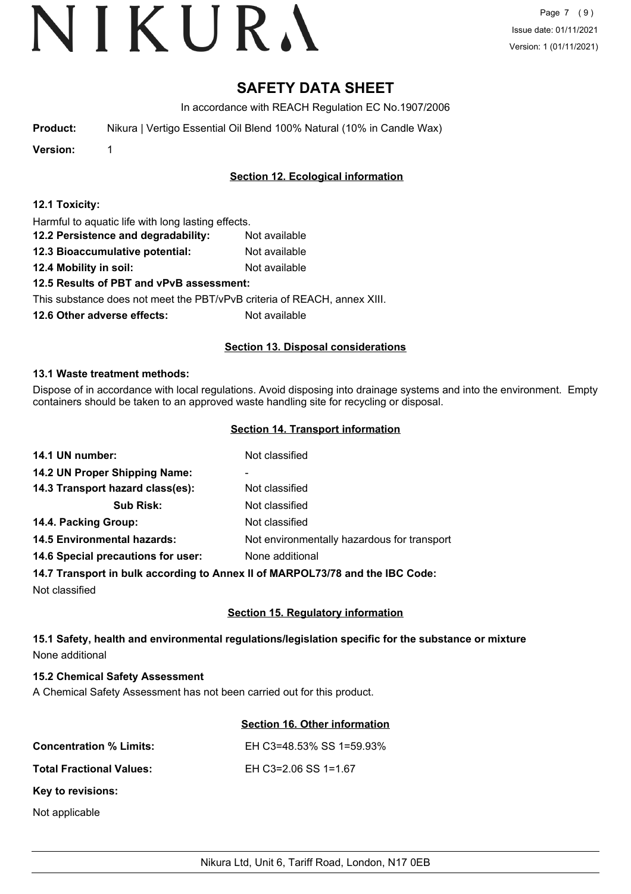# SAFETY DATA SHEET

In accordance with REACH Regulation EC No.1907/2006

**Product:** Nikura | Vertigo Essential Oil Blend 100% Natural (10% in Candle Wax)

**Version:** 1

## Section 12. Ecological information

**12.1 Toxicity:**

Harmful to aquatic life with long lasting effects.

**12.2 Persistence and degradability:** Not available

**12.3 Bioaccumulative potential:** Not available

**12.4 Mobility in soil:** Not available

**12.5 Results of PBT and vPvB assessment:**

This substance does not meet the PBT/vPvB criteria of REACH, annex XIII.

**12.6 Other adverse effects:** Not available

## Section 13. Disposal considerations

**13.1 Waste treatment methods:**

Dispose of in accordance with local regulations. Avoid disposing into drainage systems and into the environment. Empty containers should be taken to an approved waste handling site for recycling or disposal.

## Section 14. Transport information

**14.1 UN number:** Not classified

**14.2 UN Proper Shipping Name:** -

**14.3 Transport hazard class(es):** Not classified

**Sub Risk:** Not classified

**14.4. Packing Group:** Not classified

**14.5 Environmental hazards:** Not environmentally hazardous for transport

**14.6 Special precautions for user:** None additional

**14.7 Transport in bulk according to Annex II of MARPOL73/78 and the IBC Code:**

Not classified

## Section 15. Regulatory information

**15.1 Safety, health and environmental regulations/legislation specific for the substance or mixture**

None additional

**15.2 Chemical Safety Assessment**

A Chemical Safety Assessment has not been carried out for this product.

## Section 16. Other information

**Concentration % Limits:** EH C3=48.53% SS 1=59.93%

**Total Fractional Values:** EH C3=2.06 SS 1=1.67

**Key to revisions:**

Not applicable

Nikura Ltd, Unit 6, Tariff Road, London, N17 0EB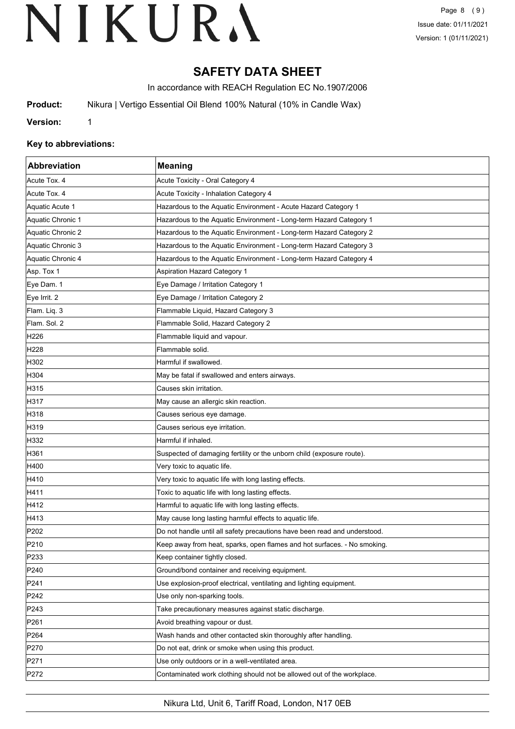# SAFETY DATA SHEET

In accordance with REACH Regulation EC No.1907/2006

**Product:** Nikura | Vertigo Essential Oil Blend 100% Natural (10% in Candle Wax)

**Version:** 1

### Key to abbreviations:

| Abbreviation | Meaning |
| --- | --- |
| Acute Tox. 4 | Acute Toxicity - Oral Category 4 |
| Acute Tox. 4 | Acute Toxicity - Inhalation Category 4 |
| Aquatic Acute 1 | Hazardous to the Aquatic Environment - Acute Hazard Category 1 |
| Aquatic Chronic 1 | Hazardous to the Aquatic Environment - Long-term Hazard Category 1 |
| Aquatic Chronic 2 | Hazardous to the Aquatic Environment - Long-term Hazard Category 2 |
| Aquatic Chronic 3 | Hazardous to the Aquatic Environment - Long-term Hazard Category 3 |
| Aquatic Chronic 4 | Hazardous to the Aquatic Environment - Long-term Hazard Category 4 |
| Asp. Tox 1 | Aspiration Hazard Category 1 |
| Eye Dam. 1 | Eye Damage / Irritation Category 1 |
| Eye Irrit. 2 | Eye Damage / Irritation Category 2 |
| Flam. Liq. 3 | Flammable Liquid, Hazard Category 3 |
| Flam. Sol. 2 | Flammable Solid, Hazard Category 2 |
| H226 | Flammable liquid and vapour. |
| H228 | Flammable solid. |
| H302 | Harmful if swallowed. |
| H304 | May be fatal if swallowed and enters airways. |
| H315 | Causes skin irritation. |
| H317 | May cause an allergic skin reaction. |
| H318 | Causes serious eye damage. |
| H319 | Causes serious eye irritation. |
| H332 | Harmful if inhaled. |
| H361 | Suspected of damaging fertility or the unborn child (exposure route). |
| H400 | Very toxic to aquatic life. |
| H410 | Very toxic to aquatic life with long lasting effects. |
| H411 | Toxic to aquatic life with long lasting effects. |
| H412 | Harmful to aquatic life with long lasting effects. |
| H413 | May cause long lasting harmful effects to aquatic life. |
| P202 | Do not handle until all safety precautions have been read and understood. |
| P210 | Keep away from heat, sparks, open flames and hot surfaces. - No smoking. |
| P233 | Keep container tightly closed. |
| P240 | Ground/bond container and receiving equipment. |
| P241 | Use explosion-proof electrical, ventilating and lighting equipment. |
| P242 | Use only non-sparking tools. |
| P243 | Take precautionary measures against static discharge. |
| P261 | Avoid breathing vapour or dust. |
| P264 | Wash hands and other contacted skin thoroughly after handling. |
| P270 | Do not eat, drink or smoke when using this product. |
| P271 | Use only outdoors or in a well-ventilated area. |
| P272 | Contaminated work clothing should not be allowed out of the workplace. |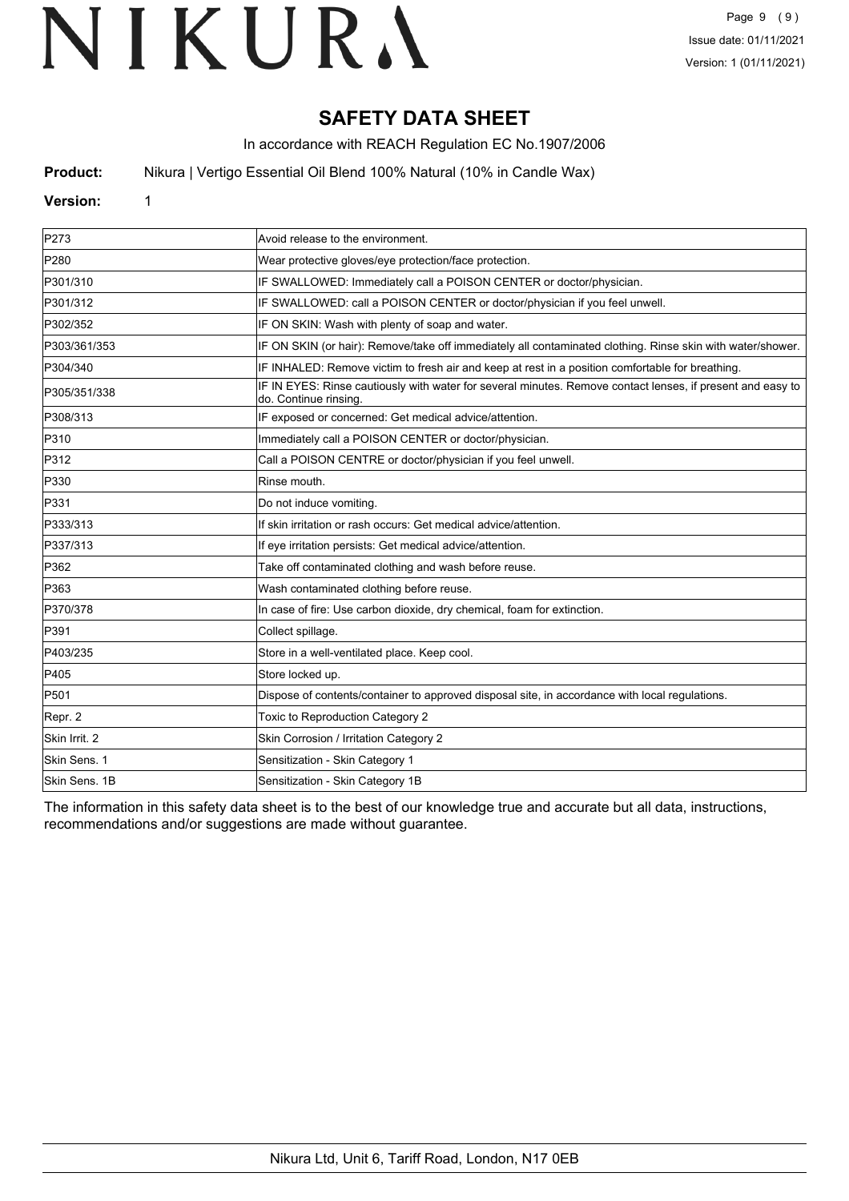# SAFETY DATA SHEET

In accordance with REACH Regulation EC No.1907/2006

**Product:** Nikura | Vertigo Essential Oil Blend 100% Natural (10% in Candle Wax)

**Version:** 1

| | |
|---|---|
| P273 | Avoid release to the environment. |
| P280 | Wear protective gloves/eye protection/face protection. |
| P301/310 | IF SWALLOWED: Immediately call a POISON CENTER or doctor/physician. |
| P301/312 | IF SWALLOWED: call a POISON CENTER or doctor/physician if you feel unwell. |
| P302/352 | IF ON SKIN: Wash with plenty of soap and water. |
| P303/361/353 | IF ON SKIN (or hair): Remove/take off immediately all contaminated clothing. Rinse skin with water/shower. |
| P304/340 | IF INHALED: Remove victim to fresh air and keep at rest in a position comfortable for breathing. |
| P305/351/338 | IF IN EYES: Rinse cautiously with water for several minutes. Remove contact lenses, if present and easy to do. Continue rinsing. |
| P308/313 | IF exposed or concerned: Get medical advice/attention. |
| P310 | Immediately call a POISON CENTER or doctor/physician. |
| P312 | Call a POISON CENTRE or doctor/physician if you feel unwell. |
| P330 | Rinse mouth. |
| P331 | Do not induce vomiting. |
| P333/313 | If skin irritation or rash occurs: Get medical advice/attention. |
| P337/313 | If eye irritation persists: Get medical advice/attention. |
| P362 | Take off contaminated clothing and wash before reuse. |
| P363 | Wash contaminated clothing before reuse. |
| P370/378 | In case of fire: Use carbon dioxide, dry chemical, foam for extinction. |
| P391 | Collect spillage. |
| P403/235 | Store in a well-ventilated place. Keep cool. |
| P405 | Store locked up. |
| P501 | Dispose of contents/container to approved disposal site, in accordance with local regulations. |
| Repr. 2 | Toxic to Reproduction Category 2 |
| Skin Irrit. 2 | Skin Corrosion / Irritation Category 2 |
| Skin Sens. 1 | Sensitization - Skin Category 1 |
| Skin Sens. 1B | Sensitization - Skin Category 1B |

The information in this safety data sheet is to the best of our knowledge true and accurate but all data, instructions, recommendations and/or suggestions are made without guarantee.